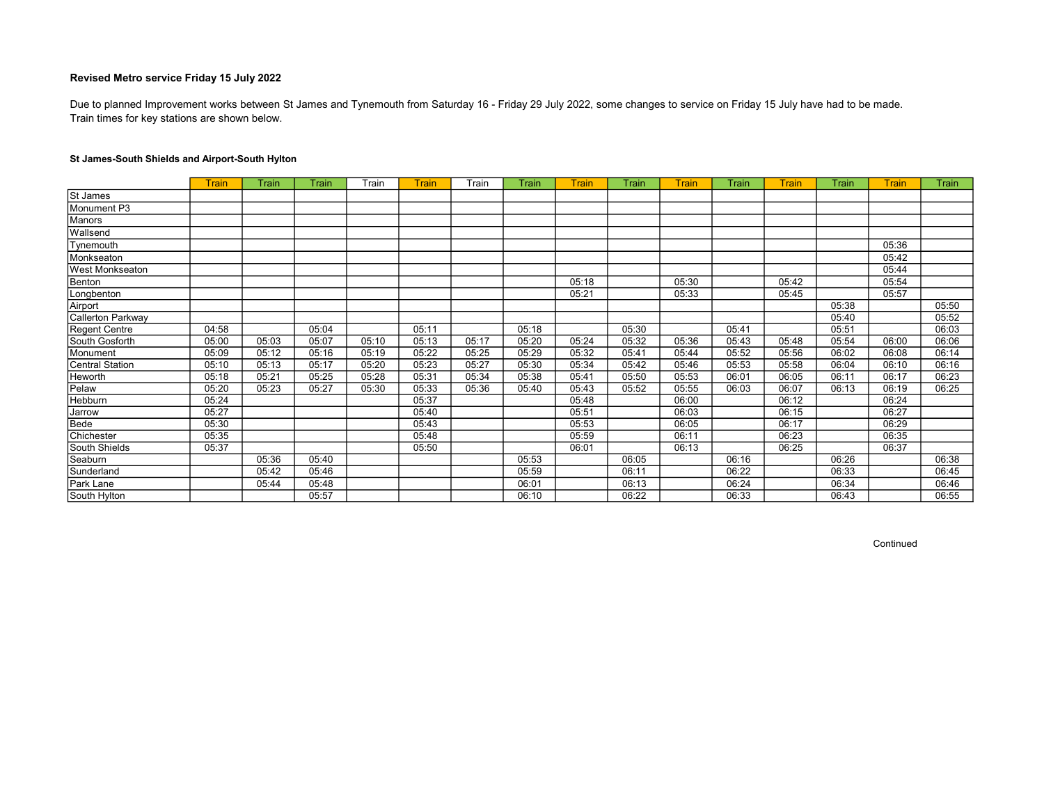**Revised Metro service Friday 15 July 2022**

Due to planned Improvement works between St James and Tynemouth from Saturday 16 - Friday 29 July 2022, some changes to service on Friday 15 July have had to be made.
Train times for key stations are shown below.

**St James-South Shields and Airport-South Hylton**

| | Train | Train | Train | Train | Train | Train | Train | Train | Train | Train | Train | Train | Train | Train | Train |
|---|---|---|---|---|---|---|---|---|---|---|---|---|---|---|---|
| St James | | | | | | | | | | | | | | | |
| Monument P3 | | | | | | | | | | | | | | | |
| Manors | | | | | | | | | | | | | | | |
| Wallsend | | | | | | | | | | | | | | | |
| Tynemouth | | | | | | | | | | | | | | 05:36 | |
| Monkseaton | | | | | | | | | | | | | | 05:42 | |
| West Monkseaton | | | | | | | | | | | | | | 05:44 | |
| Benton | | | | | | | | 05:18 | | 05:30 | | 05:42 | | 05:54 | |
| Longbenton | | | | | | | | 05:21 | | 05:33 | | 05:45 | | 05:57 | |
| Airport | | | | | | | | | | | | | 05:38 | | 05:50 |
| Callerton Parkway | | | | | | | | | | | | | 05:40 | | 05:52 |
| Regent Centre | 04:58 | | 05:04 | | 05:11 | | 05:18 | | 05:30 | | 05:41 | | 05:51 | | 06:03 |
| South Gosforth | 05:00 | 05:03 | 05:07 | 05:10 | 05:13 | 05:17 | 05:20 | 05:24 | 05:32 | 05:36 | 05:43 | 05:48 | 05:54 | 06:00 | 06:06 |
| Monument | 05:09 | 05:12 | 05:16 | 05:19 | 05:22 | 05:25 | 05:29 | 05:32 | 05:41 | 05:44 | 05:52 | 05:56 | 06:02 | 06:08 | 06:14 |
| Central Station | 05:10 | 05:13 | 05:17 | 05:20 | 05:23 | 05:27 | 05:30 | 05:34 | 05:42 | 05:46 | 05:53 | 05:58 | 06:04 | 06:10 | 06:16 |
| Heworth | 05:18 | 05:21 | 05:25 | 05:28 | 05:31 | 05:34 | 05:38 | 05:41 | 05:50 | 05:53 | 06:01 | 06:05 | 06:11 | 06:17 | 06:23 |
| Pelaw | 05:20 | 05:23 | 05:27 | 05:30 | 05:33 | 05:36 | 05:40 | 05:43 | 05:52 | 05:55 | 06:03 | 06:07 | 06:13 | 06:19 | 06:25 |
| Hebburn | 05:24 | | | | 05:37 | | | 05:48 | | 06:00 | | 06:12 | | 06:24 | |
| Jarrow | 05:27 | | | | 05:40 | | | 05:51 | | 06:03 | | 06:15 | | 06:27 | |
| Bede | 05:30 | | | | 05:43 | | | 05:53 | | 06:05 | | 06:17 | | 06:29 | |
| Chichester | 05:35 | | | | 05:48 | | | 05:59 | | 06:11 | | 06:23 | | 06:35 | |
| South Shields | 05:37 | | | | 05:50 | | | 06:01 | | 06:13 | | 06:25 | | 06:37 | |
| Seaburn | | 05:36 | 05:40 | | | | 05:53 | | 06:05 | | 06:16 | | 06:26 | | 06:38 |
| Sunderland | | 05:42 | 05:46 | | | | 05:59 | | 06:11 | | 06:22 | | 06:33 | | 06:45 |
| Park Lane | | 05:44 | 05:48 | | | | 06:01 | | 06:13 | | 06:24 | | 06:34 | | 06:46 |
| South Hylton | | | 05:57 | | | | 06:10 | | 06:22 | | 06:33 | | 06:43 | | 06:55 |

Continued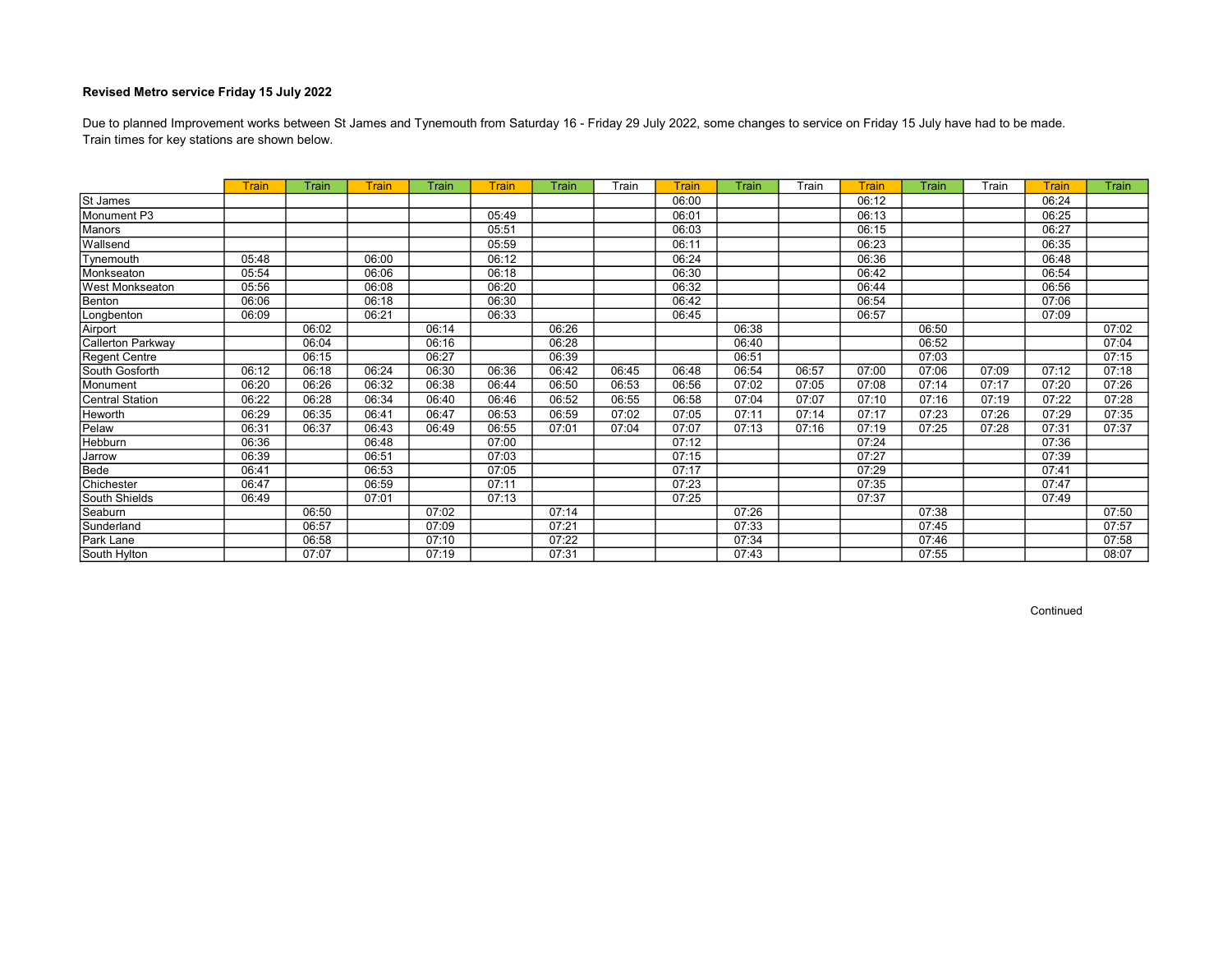**Revised Metro service Friday 15 July 2022**

Due to planned Improvement works between St James and Tynemouth from Saturday 16 - Friday 29 July 2022, some changes to service on Friday 15 July have had to be made.
Train times for key stations are shown below.

| | Train | Train | Train | Train | Train | Train | Train | Train | Train | Train | Train | Train | Train | Train | Train |
|---|---|---|---|---|---|---|---|---|---|---|---|---|---|---|---|
| St James | | | | | | | | 06:00 | | | 06:12 | | | 06:24 | |
| Monument P3 | | | | | 05:49 | | | 06:01 | | | 06:13 | | | 06:25 | |
| Manors | | | | | 05:51 | | | 06:03 | | | 06:15 | | | 06:27 | |
| Wallsend | | | | | 05:59 | | | 06:11 | | | 06:23 | | | 06:35 | |
| Tynemouth | 05:48 | | 06:00 | | 06:12 | | | 06:24 | | | 06:36 | | | 06:48 | |
| Monkseaton | 05:54 | | 06:06 | | 06:18 | | | 06:30 | | | 06:42 | | | 06:54 | |
| West Monkseaton | 05:56 | | 06:08 | | 06:20 | | | 06:32 | | | 06:44 | | | 06:56 | |
| Benton | 06:06 | | 06:18 | | 06:30 | | | 06:42 | | | 06:54 | | | 07:06 | |
| Longbenton | 06:09 | | 06:21 | | 06:33 | | | 06:45 | | | 06:57 | | | 07:09 | |
| Airport | | 06:02 | | 06:14 | | 06:26 | | | 06:38 | | | 06:50 | | | 07:02 |
| Callerton Parkway | | 06:04 | | 06:16 | | 06:28 | | | 06:40 | | | 06:52 | | | 07:04 |
| Regent Centre | | 06:15 | | 06:27 | | 06:39 | | | 06:51 | | | 07:03 | | | 07:15 |
| South Gosforth | 06:12 | 06:18 | 06:24 | 06:30 | 06:36 | 06:42 | 06:45 | 06:48 | 06:54 | 06:57 | 07:00 | 07:06 | 07:09 | 07:12 | 07:18 |
| Monument | 06:20 | 06:26 | 06:32 | 06:38 | 06:44 | 06:50 | 06:53 | 06:56 | 07:02 | 07:05 | 07:08 | 07:14 | 07:17 | 07:20 | 07:26 |
| Central Station | 06:22 | 06:28 | 06:34 | 06:40 | 06:46 | 06:52 | 06:55 | 06:58 | 07:04 | 07:07 | 07:10 | 07:16 | 07:19 | 07:22 | 07:28 |
| Heworth | 06:29 | 06:35 | 06:41 | 06:47 | 06:53 | 06:59 | 07:02 | 07:05 | 07:11 | 07:14 | 07:17 | 07:23 | 07:26 | 07:29 | 07:35 |
| Pelaw | 06:31 | 06:37 | 06:43 | 06:49 | 06:55 | 07:01 | 07:04 | 07:07 | 07:13 | 07:16 | 07:19 | 07:25 | 07:28 | 07:31 | 07:37 |
| Hebburn | 06:36 | | 06:48 | | 07:00 | | | 07:12 | | | 07:24 | | | 07:36 | |
| Jarrow | 06:39 | | 06:51 | | 07:03 | | | 07:15 | | | 07:27 | | | 07:39 | |
| Bede | 06:41 | | 06:53 | | 07:05 | | | 07:17 | | | 07:29 | | | 07:41 | |
| Chichester | 06:47 | | 06:59 | | 07:11 | | | 07:23 | | | 07:35 | | | 07:47 | |
| South Shields | 06:49 | | 07:01 | | 07:13 | | | 07:25 | | | 07:37 | | | 07:49 | |
| Seaburn | | 06:50 | | 07:02 | | 07:14 | | | 07:26 | | | 07:38 | | | 07:50 |
| Sunderland | | 06:57 | | 07:09 | | 07:21 | | | 07:33 | | | 07:45 | | | 07:57 |
| Park Lane | | 06:58 | | 07:10 | | 07:22 | | | 07:34 | | | 07:46 | | | 07:58 |
| South Hylton | | 07:07 | | 07:19 | | 07:31 | | | 07:43 | | | 07:55 | | | 08:07 |

Continued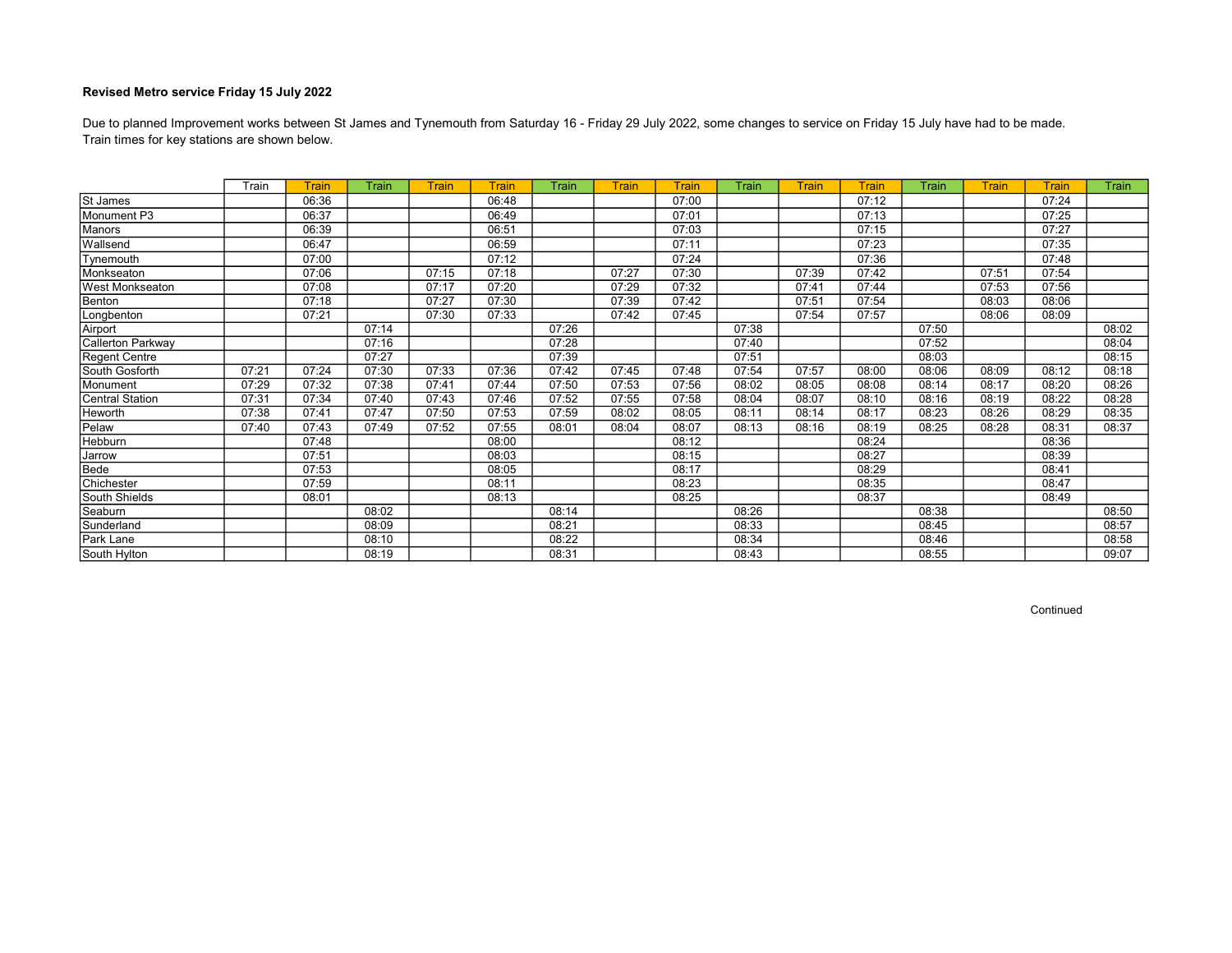**Revised Metro service Friday 15 July 2022**

Due to planned Improvement works between St James and Tynemouth from Saturday 16 - Friday 29 July 2022, some changes to service on Friday 15 July have had to be made.
Train times for key stations are shown below.

| | Train | Train | Train | Train | Train | Train | Train | Train | Train | Train | Train | Train | Train | Train | Train |
|---|---|---|---|---|---|---|---|---|---|---|---|---|---|---|---|
| St James | | 06:36 | | | 06:48 | | | 07:00 | | | 07:12 | | | 07:24 | |
| Monument P3 | | 06:37 | | | 06:49 | | | 07:01 | | | 07:13 | | | 07:25 | |
| Manors | | 06:39 | | | 06:51 | | | 07:03 | | | 07:15 | | | 07:27 | |
| Wallsend | | 06:47 | | | 06:59 | | | 07:11 | | | 07:23 | | | 07:35 | |
| Tynemouth | | 07:00 | | | 07:12 | | | 07:24 | | | 07:36 | | | 07:48 | |
| Monkseaton | | 07:06 | | 07:15 | 07:18 | | 07:27 | 07:30 | | 07:39 | 07:42 | | 07:51 | 07:54 | |
| West Monkseaton | | 07:08 | | 07:17 | 07:20 | | 07:29 | 07:32 | | 07:41 | 07:44 | | 07:53 | 07:56 | |
| Benton | | 07:18 | | 07:27 | 07:30 | | 07:39 | 07:42 | | 07:51 | 07:54 | | 08:03 | 08:06 | |
| Longbenton | | 07:21 | | 07:30 | 07:33 | | 07:42 | 07:45 | | 07:54 | 07:57 | | 08:06 | 08:09 | |
| Airport | | | 07:14 | | | 07:26 | | | 07:38 | | | 07:50 | | | 08:02 |
| Callerton Parkway | | | 07:16 | | | 07:28 | | | 07:40 | | | 07:52 | | | 08:04 |
| Regent Centre | | | 07:27 | | | 07:39 | | | 07:51 | | | 08:03 | | | 08:15 |
| South Gosforth | 07:21 | 07:24 | 07:30 | 07:33 | 07:36 | 07:42 | 07:45 | 07:48 | 07:54 | 07:57 | 08:00 | 08:06 | 08:09 | 08:12 | 08:18 |
| Monument | 07:29 | 07:32 | 07:38 | 07:41 | 07:44 | 07:50 | 07:53 | 07:56 | 08:02 | 08:05 | 08:08 | 08:14 | 08:17 | 08:20 | 08:26 |
| Central Station | 07:31 | 07:34 | 07:40 | 07:43 | 07:46 | 07:52 | 07:55 | 07:58 | 08:04 | 08:07 | 08:10 | 08:16 | 08:19 | 08:22 | 08:28 |
| Heworth | 07:38 | 07:41 | 07:47 | 07:50 | 07:53 | 07:59 | 08:02 | 08:05 | 08:11 | 08:14 | 08:17 | 08:23 | 08:26 | 08:29 | 08:35 |
| Pelaw | 07:40 | 07:43 | 07:49 | 07:52 | 07:55 | 08:01 | 08:04 | 08:07 | 08:13 | 08:16 | 08:19 | 08:25 | 08:28 | 08:31 | 08:37 |
| Hebburn | | 07:48 | | | 08:00 | | | 08:12 | | | 08:24 | | | 08:36 | |
| Jarrow | | 07:51 | | | 08:03 | | | 08:15 | | | 08:27 | | | 08:39 | |
| Bede | | 07:53 | | | 08:05 | | | 08:17 | | | 08:29 | | | 08:41 | |
| Chichester | | 07:59 | | | 08:11 | | | 08:23 | | | 08:35 | | | 08:47 | |
| South Shields | | 08:01 | | | 08:13 | | | 08:25 | | | 08:37 | | | 08:49 | |
| Seaburn | | | 08:02 | | | 08:14 | | | 08:26 | | | 08:38 | | | 08:50 |
| Sunderland | | | 08:09 | | | 08:21 | | | 08:33 | | | 08:45 | | | 08:57 |
| Park Lane | | | 08:10 | | | 08:22 | | | 08:34 | | | 08:46 | | | 08:58 |
| South Hylton | | | 08:19 | | | 08:31 | | | 08:43 | | | 08:55 | | | 09:07 |

Continued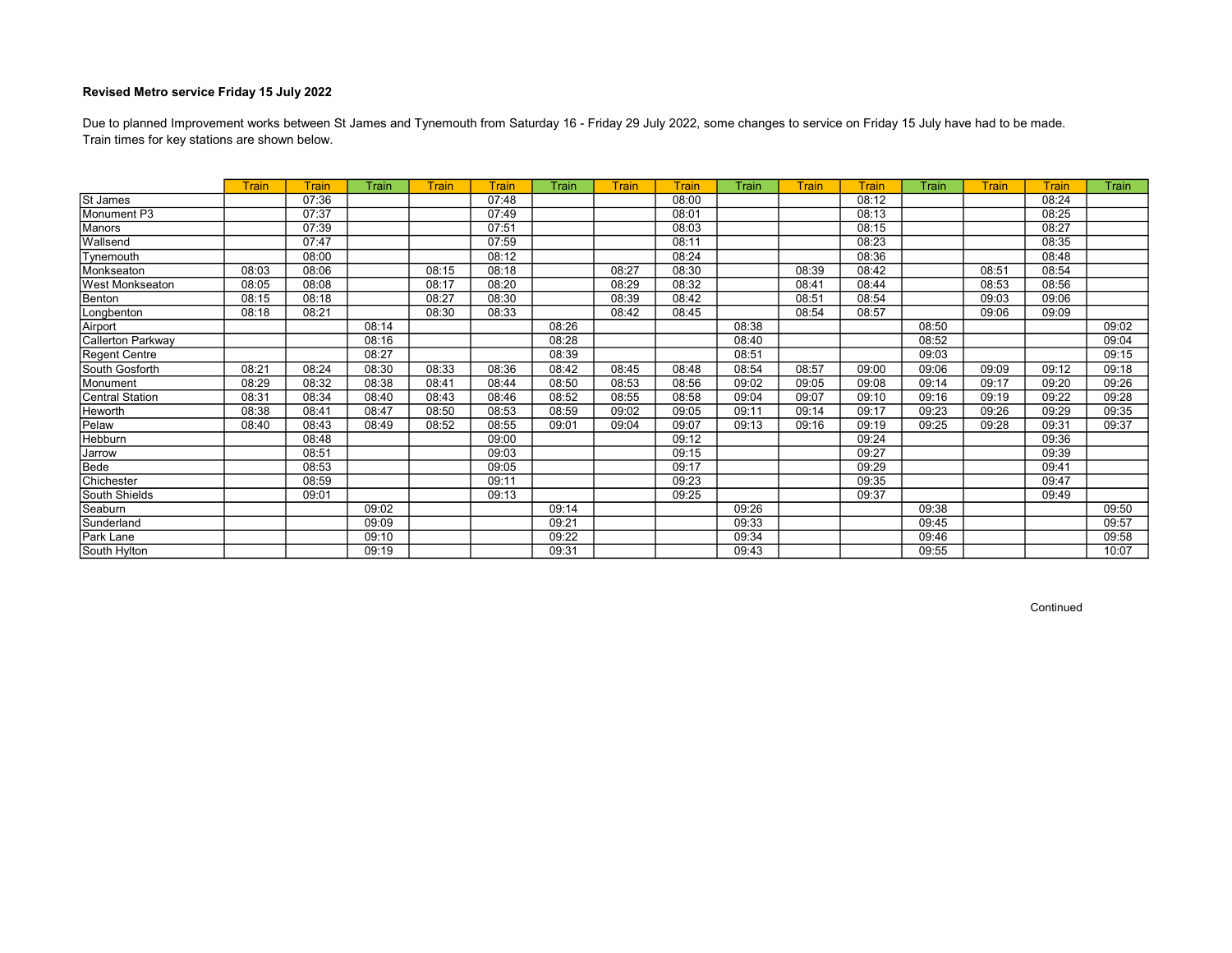**Revised Metro service Friday 15 July 2022**

Due to planned Improvement works between St James and Tynemouth from Saturday 16 - Friday 29 July 2022, some changes to service on Friday 15 July have had to be made.
Train times for key stations are shown below.

| | Train | Train | Train | Train | Train | Train | Train | Train | Train | Train | Train | Train | Train | Train | Train |
|---|---|---|---|---|---|---|---|---|---|---|---|---|---|---|---|
| St James | | 07:36 | | | 07:48 | | | 08:00 | | | 08:12 | | | 08:24 | |
| Monument P3 | | 07:37 | | | 07:49 | | | 08:01 | | | 08:13 | | | 08:25 | |
| Manors | | 07:39 | | | 07:51 | | | 08:03 | | | 08:15 | | | 08:27 | |
| Wallsend | | 07:47 | | | 07:59 | | | 08:11 | | | 08:23 | | | 08:35 | |
| Tynemouth | | 08:00 | | | 08:12 | | | 08:24 | | | 08:36 | | | 08:48 | |
| Monkseaton | 08:03 | 08:06 | | 08:15 | 08:18 | | 08:27 | 08:30 | | 08:39 | 08:42 | | 08:51 | 08:54 | |
| West Monkseaton | 08:05 | 08:08 | | 08:17 | 08:20 | | 08:29 | 08:32 | | 08:41 | 08:44 | | 08:53 | 08:56 | |
| Benton | 08:15 | 08:18 | | 08:27 | 08:30 | | 08:39 | 08:42 | | 08:51 | 08:54 | | 09:03 | 09:06 | |
| Longbenton | 08:18 | 08:21 | | 08:30 | 08:33 | | 08:42 | 08:45 | | 08:54 | 08:57 | | 09:06 | 09:09 | |
| Airport | | | 08:14 | | | 08:26 | | | 08:38 | | | 08:50 | | | 09:02 |
| Callerton Parkway | | | 08:16 | | | 08:28 | | | 08:40 | | | 08:52 | | | 09:04 |
| Regent Centre | | | 08:27 | | | 08:39 | | | 08:51 | | | 09:03 | | | 09:15 |
| South Gosforth | 08:21 | 08:24 | 08:30 | 08:33 | 08:36 | 08:42 | 08:45 | 08:48 | 08:54 | 08:57 | 09:00 | 09:06 | 09:09 | 09:12 | 09:18 |
| Monument | 08:29 | 08:32 | 08:38 | 08:41 | 08:44 | 08:50 | 08:53 | 08:56 | 09:02 | 09:05 | 09:08 | 09:14 | 09:17 | 09:20 | 09:26 |
| Central Station | 08:31 | 08:34 | 08:40 | 08:43 | 08:46 | 08:52 | 08:55 | 08:58 | 09:04 | 09:07 | 09:10 | 09:16 | 09:19 | 09:22 | 09:28 |
| Heworth | 08:38 | 08:41 | 08:47 | 08:50 | 08:53 | 08:59 | 09:02 | 09:05 | 09:11 | 09:14 | 09:17 | 09:23 | 09:26 | 09:29 | 09:35 |
| Pelaw | 08:40 | 08:43 | 08:49 | 08:52 | 08:55 | 09:01 | 09:04 | 09:07 | 09:13 | 09:16 | 09:19 | 09:25 | 09:28 | 09:31 | 09:37 |
| Hebburn | | 08:48 | | | 09:00 | | | 09:12 | | | 09:24 | | | 09:36 | |
| Jarrow | | 08:51 | | | 09:03 | | | 09:15 | | | 09:27 | | | 09:39 | |
| Bede | | 08:53 | | | 09:05 | | | 09:17 | | | 09:29 | | | 09:41 | |
| Chichester | | 08:59 | | | 09:11 | | | 09:23 | | | 09:35 | | | 09:47 | |
| South Shields | | 09:01 | | | 09:13 | | | 09:25 | | | 09:37 | | | 09:49 | |
| Seaburn | | | 09:02 | | | 09:14 | | | 09:26 | | | 09:38 | | | 09:50 |
| Sunderland | | | 09:09 | | | 09:21 | | | 09:33 | | | 09:45 | | | 09:57 |
| Park Lane | | | 09:10 | | | 09:22 | | | 09:34 | | | 09:46 | | | 09:58 |
| South Hylton | | | 09:19 | | | 09:31 | | | 09:43 | | | 09:55 | | | 10:07 |

Continued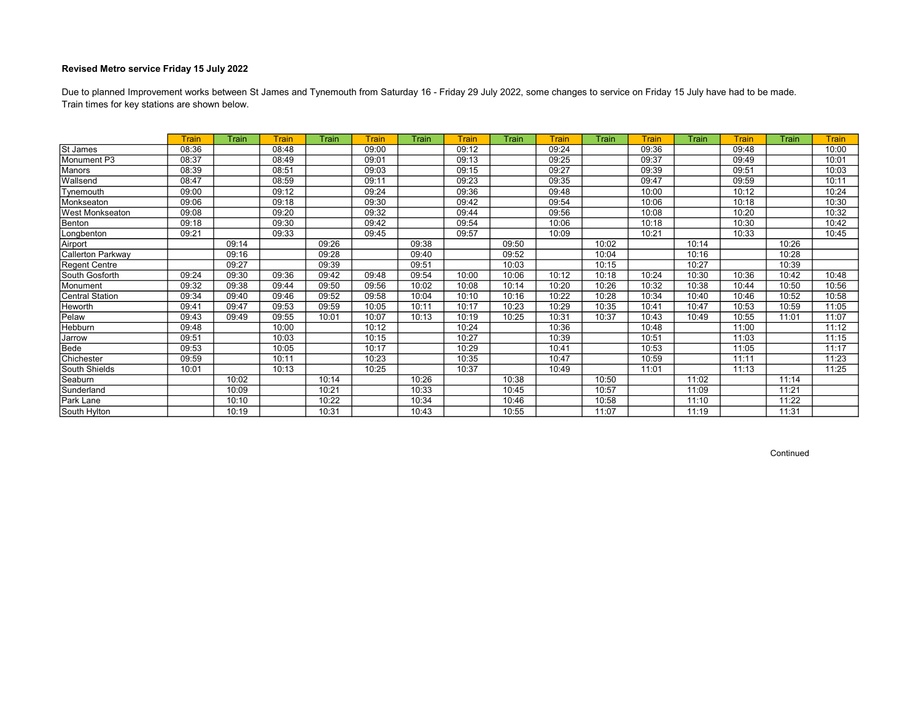**Revised Metro service Friday 15 July 2022**

Due to planned Improvement works between St James and Tynemouth from Saturday 16 - Friday 29 July 2022, some changes to service on Friday 15 July have had to be made.
Train times for key stations are shown below.

| | Train | Train | Train | Train | Train | Train | Train | Train | Train | Train | Train | Train | Train | Train | Train |
|---|---|---|---|---|---|---|---|---|---|---|---|---|---|---|---|
| St James | 08:36 | | 08:48 | | 09:00 | | 09:12 | | 09:24 | | 09:36 | | 09:48 | | 10:00 |
| Monument P3 | 08:37 | | 08:49 | | 09:01 | | 09:13 | | 09:25 | | 09:37 | | 09:49 | | 10:01 |
| Manors | 08:39 | | 08:51 | | 09:03 | | 09:15 | | 09:27 | | 09:39 | | 09:51 | | 10:03 |
| Wallsend | 08:47 | | 08:59 | | 09:11 | | 09:23 | | 09:35 | | 09:47 | | 09:59 | | 10:11 |
| Tynemouth | 09:00 | | 09:12 | | 09:24 | | 09:36 | | 09:48 | | 10:00 | | 10:12 | | 10:24 |
| Monkseaton | 09:06 | | 09:18 | | 09:30 | | 09:42 | | 09:54 | | 10:06 | | 10:18 | | 10:30 |
| West Monkseaton | 09:08 | | 09:20 | | 09:32 | | 09:44 | | 09:56 | | 10:08 | | 10:20 | | 10:32 |
| Benton | 09:18 | | 09:30 | | 09:42 | | 09:54 | | 10:06 | | 10:18 | | 10:30 | | 10:42 |
| Longbenton | 09:21 | | 09:33 | | 09:45 | | 09:57 | | 10:09 | | 10:21 | | 10:33 | | 10:45 |
| Airport | | 09:14 | | 09:26 | | 09:38 | | 09:50 | | 10:02 | | 10:14 | | 10:26 | |
| Callerton Parkway | | 09:16 | | 09:28 | | 09:40 | | 09:52 | | 10:04 | | 10:16 | | 10:28 | |
| Regent Centre | | 09:27 | | 09:39 | | 09:51 | | 10:03 | | 10:15 | | 10:27 | | 10:39 | |
| South Gosforth | 09:24 | 09:30 | 09:36 | 09:42 | 09:48 | 09:54 | 10:00 | 10:06 | 10:12 | 10:18 | 10:24 | 10:30 | 10:36 | 10:42 | 10:48 |
| Monument | 09:32 | 09:38 | 09:44 | 09:50 | 09:56 | 10:02 | 10:08 | 10:14 | 10:20 | 10:26 | 10:32 | 10:38 | 10:44 | 10:50 | 10:56 |
| Central Station | 09:34 | 09:40 | 09:46 | 09:52 | 09:58 | 10:04 | 10:10 | 10:16 | 10:22 | 10:28 | 10:34 | 10:40 | 10:46 | 10:52 | 10:58 |
| Heworth | 09:41 | 09:47 | 09:53 | 09:59 | 10:05 | 10:11 | 10:17 | 10:23 | 10:29 | 10:35 | 10:41 | 10:47 | 10:53 | 10:59 | 11:05 |
| Pelaw | 09:43 | 09:49 | 09:55 | 10:01 | 10:07 | 10:13 | 10:19 | 10:25 | 10:31 | 10:37 | 10:43 | 10:49 | 10:55 | 11:01 | 11:07 |
| Hebburn | 09:48 | | 10:00 | | 10:12 | | 10:24 | | 10:36 | | 10:48 | | 11:00 | | 11:12 |
| Jarrow | 09:51 | | 10:03 | | 10:15 | | 10:27 | | 10:39 | | 10:51 | | 11:03 | | 11:15 |
| Bede | 09:53 | | 10:05 | | 10:17 | | 10:29 | | 10:41 | | 10:53 | | 11:05 | | 11:17 |
| Chichester | 09:59 | | 10:11 | | 10:23 | | 10:35 | | 10:47 | | 10:59 | | 11:11 | | 11:23 |
| South Shields | 10:01 | | 10:13 | | 10:25 | | 10:37 | | 10:49 | | 11:01 | | 11:13 | | 11:25 |
| Seaburn | | 10:02 | | 10:14 | | 10:26 | | 10:38 | | 10:50 | | 11:02 | | 11:14 | |
| Sunderland | | 10:09 | | 10:21 | | 10:33 | | 10:45 | | 10:57 | | 11:09 | | 11:21 | |
| Park Lane | | 10:10 | | 10:22 | | 10:34 | | 10:46 | | 10:58 | | 11:10 | | 11:22 | |
| South Hylton | | 10:19 | | 10:31 | | 10:43 | | 10:55 | | 11:07 | | 11:19 | | 11:31 | |

Continued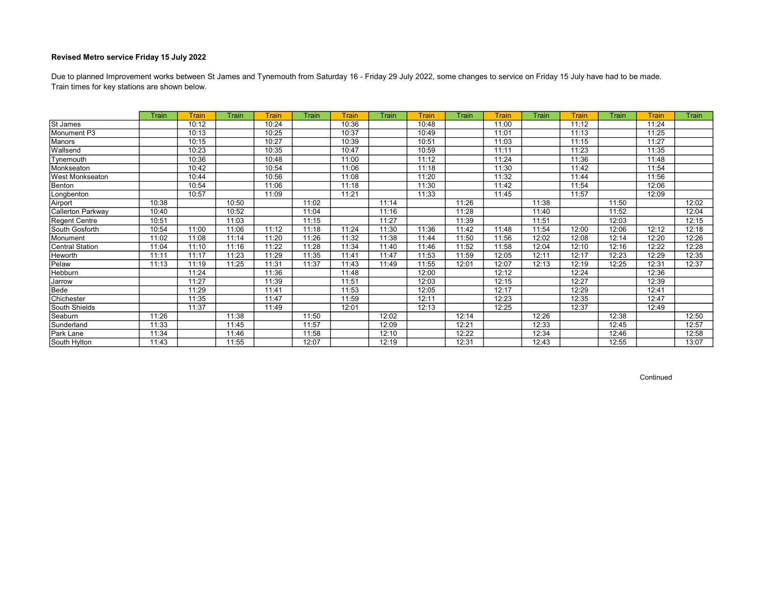**Revised Metro service Friday 15 July 2022**

Due to planned Improvement works between St James and Tynemouth from Saturday 16 - Friday 29 July 2022, some changes to service on Friday 15 July have had to be made.
Train times for key stations are shown below.

| | Train | Train | Train | Train | Train | Train | Train | Train | Train | Train | Train | Train | Train | Train | Train |
|---|---|---|---|---|---|---|---|---|---|---|---|---|---|---|---|
| St James | | 10:12 | | 10:24 | | 10:36 | | 10:48 | | 11:00 | | 11:12 | | 11:24 | |
| Monument P3 | | 10:13 | | 10:25 | | 10:37 | | 10:49 | | 11:01 | | 11:13 | | 11:25 | |
| Manors | | 10:15 | | 10:27 | | 10:39 | | 10:51 | | 11:03 | | 11:15 | | 11:27 | |
| Wallsend | | 10:23 | | 10:35 | | 10:47 | | 10:59 | | 11:11 | | 11:23 | | 11:35 | |
| Tynemouth | | 10:36 | | 10:48 | | 11:00 | | 11:12 | | 11:24 | | 11:36 | | 11:48 | |
| Monkseaton | | 10:42 | | 10:54 | | 11:06 | | 11:18 | | 11:30 | | 11:42 | | 11:54 | |
| West Monkseaton | | 10:44 | | 10:56 | | 11:08 | | 11:20 | | 11:32 | | 11:44 | | 11:56 | |
| Benton | | 10:54 | | 11:06 | | 11:18 | | 11:30 | | 11:42 | | 11:54 | | 12:06 | |
| Longbenton | | 10:57 | | 11:09 | | 11:21 | | 11:33 | | 11:45 | | 11:57 | | 12:09 | |
| Airport | 10:38 | | 10:50 | | 11:02 | | 11:14 | | 11:26 | | 11:38 | | 11:50 | | 12:02 |
| Callerton Parkway | 10:40 | | 10:52 | | 11:04 | | 11:16 | | 11:28 | | 11:40 | | 11:52 | | 12:04 |
| Regent Centre | 10:51 | | 11:03 | | 11:15 | | 11:27 | | 11:39 | | 11:51 | | 12:03 | | 12:15 |
| South Gosforth | 10:54 | 11:00 | 11:06 | 11:12 | 11:18 | 11:24 | 11:30 | 11:36 | 11:42 | 11:48 | 11:54 | 12:00 | 12:06 | 12:12 | 12:18 |
| Monument | 11:02 | 11:08 | 11:14 | 11:20 | 11:26 | 11:32 | 11:38 | 11:44 | 11:50 | 11:56 | 12:02 | 12:08 | 12:14 | 12:20 | 12:26 |
| Central Station | 11:04 | 11:10 | 11:16 | 11:22 | 11:28 | 11:34 | 11:40 | 11:46 | 11:52 | 11:58 | 12:04 | 12:10 | 12:16 | 12:22 | 12:28 |
| Heworth | 11:11 | 11:17 | 11:23 | 11:29 | 11:35 | 11:41 | 11:47 | 11:53 | 11:59 | 12:05 | 12:11 | 12:17 | 12:23 | 12:29 | 12:35 |
| Pelaw | 11:13 | 11:19 | 11:25 | 11:31 | 11:37 | 11:43 | 11:49 | 11:55 | 12:01 | 12:07 | 12:13 | 12:19 | 12:25 | 12:31 | 12:37 |
| Hebburn | | 11:24 | | 11:36 | | 11:48 | | 12:00 | | 12:12 | | 12:24 | | 12:36 | |
| Jarrow | | 11:27 | | 11:39 | | 11:51 | | 12:03 | | 12:15 | | 12:27 | | 12:39 | |
| Bede | | 11:29 | | 11:41 | | 11:53 | | 12:05 | | 12:17 | | 12:29 | | 12:41 | |
| Chichester | | 11:35 | | 11:47 | | 11:59 | | 12:11 | | 12:23 | | 12:35 | | 12:47 | |
| South Shields | | 11:37 | | 11:49 | | 12:01 | | 12:13 | | 12:25 | | 12:37 | | 12:49 | |
| Seaburn | 11:26 | | 11:38 | | 11:50 | | 12:02 | | 12:14 | | 12:26 | | 12:38 | | 12:50 |
| Sunderland | 11:33 | | 11:45 | | 11:57 | | 12:09 | | 12:21 | | 12:33 | | 12:45 | | 12:57 |
| Park Lane | 11:34 | | 11:46 | | 11:58 | | 12:10 | | 12:22 | | 12:34 | | 12:46 | | 12:58 |
| South Hylton | 11:43 | | 11:55 | | 12:07 | | 12:19 | | 12:31 | | 12:43 | | 12:55 | | 13:07 |

Continued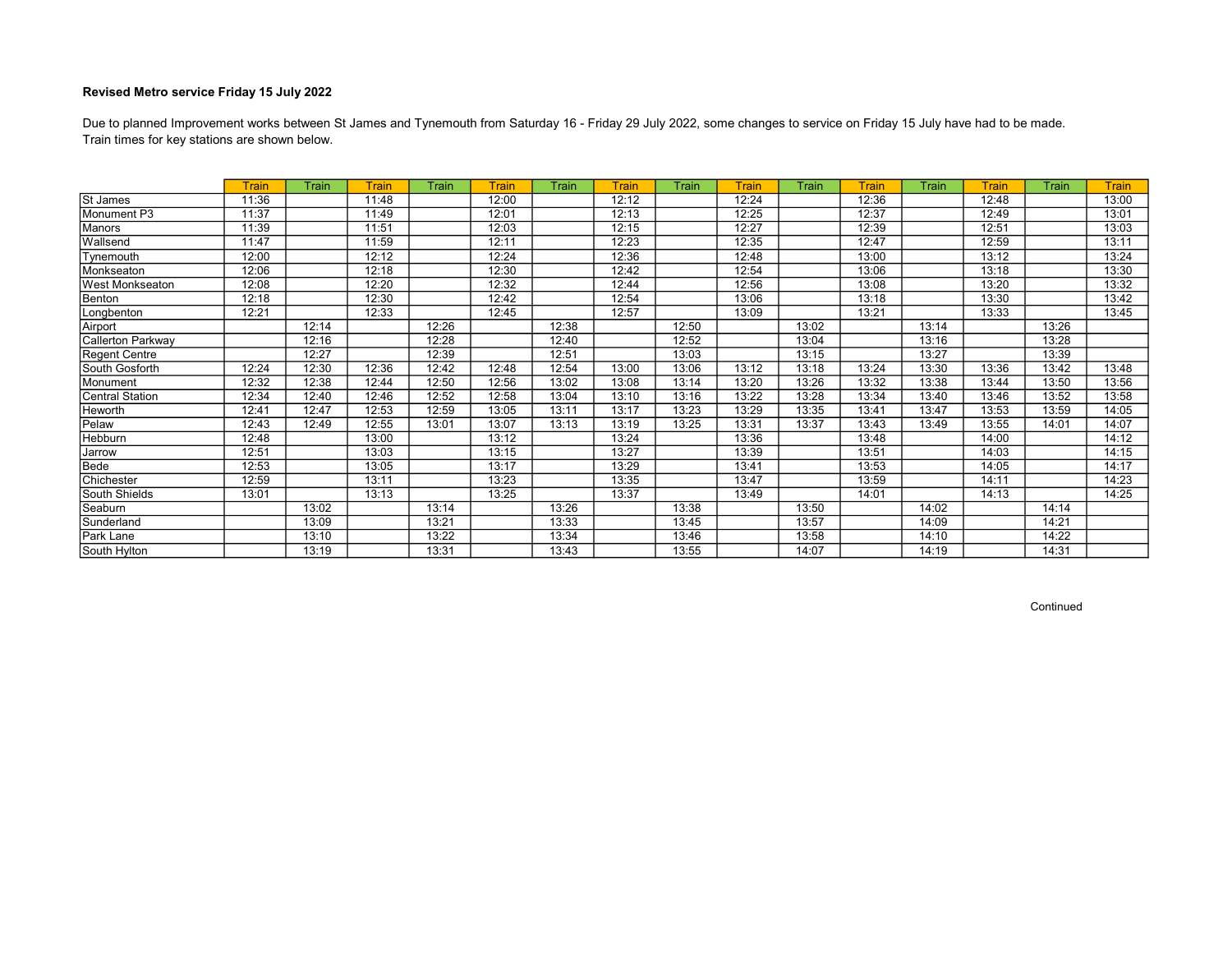**Revised Metro service Friday 15 July 2022**

Due to planned Improvement works between St James and Tynemouth from Saturday 16 - Friday 29 July 2022, some changes to service on Friday 15 July have had to be made.
Train times for key stations are shown below.

| | Train | Train | Train | Train | Train | Train | Train | Train | Train | Train | Train | Train | Train | Train | Train |
|---|---|---|---|---|---|---|---|---|---|---|---|---|---|---|---|
| St James | 11:36 | | 11:48 | | 12:00 | | 12:12 | | 12:24 | | 12:36 | | 12:48 | | 13:00 |
| Monument P3 | 11:37 | | 11:49 | | 12:01 | | 12:13 | | 12:25 | | 12:37 | | 12:49 | | 13:01 |
| Manors | 11:39 | | 11:51 | | 12:03 | | 12:15 | | 12:27 | | 12:39 | | 12:51 | | 13:03 |
| Wallsend | 11:47 | | 11:59 | | 12:11 | | 12:23 | | 12:35 | | 12:47 | | 12:59 | | 13:11 |
| Tynemouth | 12:00 | | 12:12 | | 12:24 | | 12:36 | | 12:48 | | 13:00 | | 13:12 | | 13:24 |
| Monkseaton | 12:06 | | 12:18 | | 12:30 | | 12:42 | | 12:54 | | 13:06 | | 13:18 | | 13:30 |
| West Monkseaton | 12:08 | | 12:20 | | 12:32 | | 12:44 | | 12:56 | | 13:08 | | 13:20 | | 13:32 |
| Benton | 12:18 | | 12:30 | | 12:42 | | 12:54 | | 13:06 | | 13:18 | | 13:30 | | 13:42 |
| Longbenton | 12:21 | | 12:33 | | 12:45 | | 12:57 | | 13:09 | | 13:21 | | 13:33 | | 13:45 |
| Airport | | 12:14 | | 12:26 | | 12:38 | | 12:50 | | 13:02 | | 13:14 | | 13:26 | |
| Callerton Parkway | | 12:16 | | 12:28 | | 12:40 | | 12:52 | | 13:04 | | 13:16 | | 13:28 | |
| Regent Centre | | 12:27 | | 12:39 | | 12:51 | | 13:03 | | 13:15 | | 13:27 | | 13:39 | |
| South Gosforth | 12:24 | 12:30 | 12:36 | 12:42 | 12:48 | 12:54 | 13:00 | 13:06 | 13:12 | 13:18 | 13:24 | 13:30 | 13:36 | 13:42 | 13:48 |
| Monument | 12:32 | 12:38 | 12:44 | 12:50 | 12:56 | 13:02 | 13:08 | 13:14 | 13:20 | 13:26 | 13:32 | 13:38 | 13:44 | 13:50 | 13:56 |
| Central Station | 12:34 | 12:40 | 12:46 | 12:52 | 12:58 | 13:04 | 13:10 | 13:16 | 13:22 | 13:28 | 13:34 | 13:40 | 13:46 | 13:52 | 13:58 |
| Heworth | 12:41 | 12:47 | 12:53 | 12:59 | 13:05 | 13:11 | 13:17 | 13:23 | 13:29 | 13:35 | 13:41 | 13:47 | 13:53 | 13:59 | 14:05 |
| Pelaw | 12:43 | 12:49 | 12:55 | 13:01 | 13:07 | 13:13 | 13:19 | 13:25 | 13:31 | 13:37 | 13:43 | 13:49 | 13:55 | 14:01 | 14:07 |
| Hebburn | 12:48 | | 13:00 | | 13:12 | | 13:24 | | 13:36 | | 13:48 | | 14:00 | | 14:12 |
| Jarrow | 12:51 | | 13:03 | | 13:15 | | 13:27 | | 13:39 | | 13:51 | | 14:03 | | 14:15 |
| Bede | 12:53 | | 13:05 | | 13:17 | | 13:29 | | 13:41 | | 13:53 | | 14:05 | | 14:17 |
| Chichester | 12:59 | | 13:11 | | 13:23 | | 13:35 | | 13:47 | | 13:59 | | 14:11 | | 14:23 |
| South Shields | 13:01 | | 13:13 | | 13:25 | | 13:37 | | 13:49 | | 14:01 | | 14:13 | | 14:25 |
| Seaburn | | 13:02 | | 13:14 | | 13:26 | | 13:38 | | 13:50 | | 14:02 | | 14:14 | |
| Sunderland | | 13:09 | | 13:21 | | 13:33 | | 13:45 | | 13:57 | | 14:09 | | 14:21 | |
| Park Lane | | 13:10 | | 13:22 | | 13:34 | | 13:46 | | 13:58 | | 14:10 | | 14:22 | |
| South Hylton | | 13:19 | | 13:31 | | 13:43 | | 13:55 | | 14:07 | | 14:19 | | 14:31 | |

Continued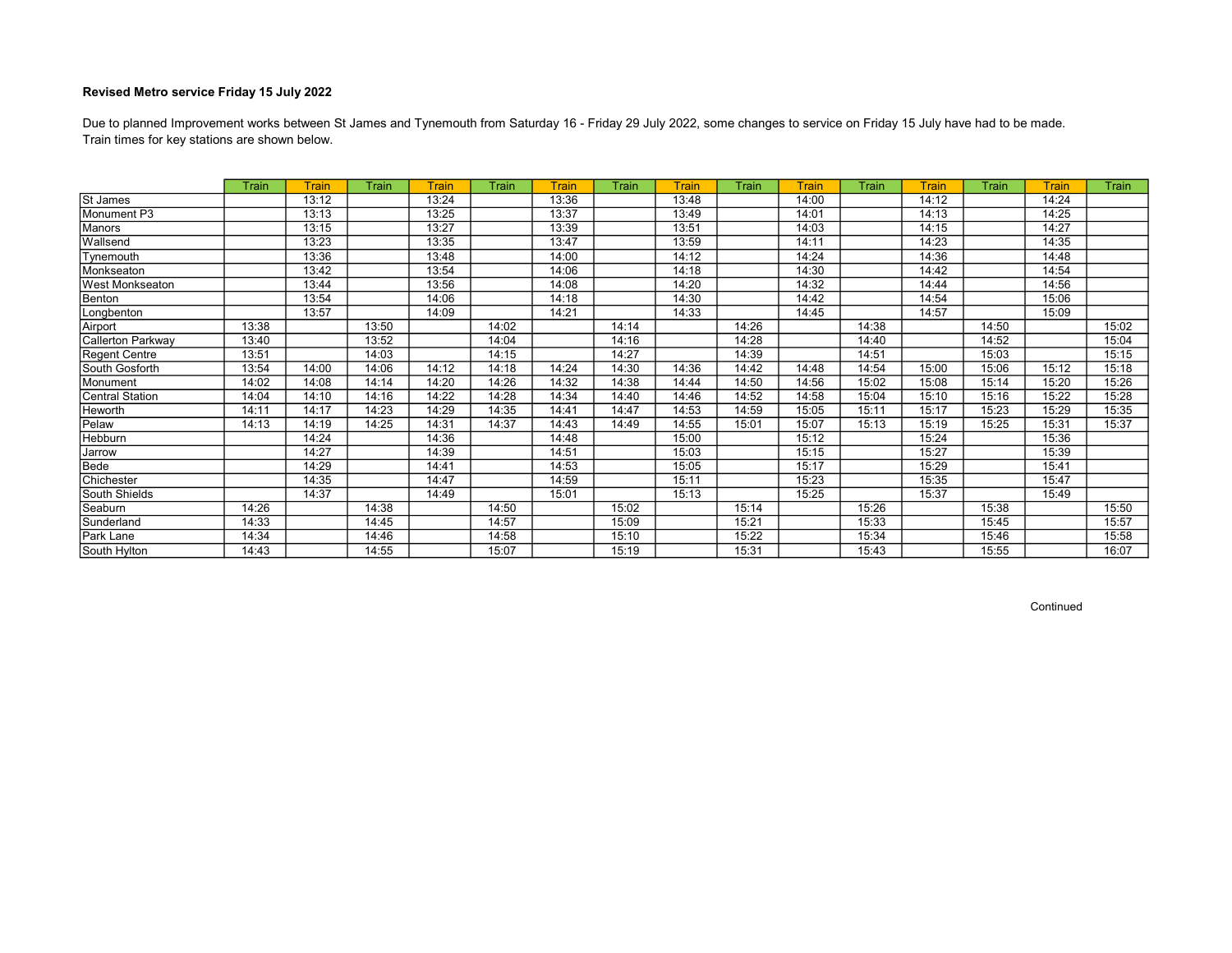**Revised Metro service Friday 15 July 2022**

Due to planned Improvement works between St James and Tynemouth from Saturday 16 - Friday 29 July 2022, some changes to service on Friday 15 July have had to be made.
Train times for key stations are shown below.

| | Train | Train | Train | Train | Train | Train | Train | Train | Train | Train | Train | Train | Train | Train | Train |
|---|---|---|---|---|---|---|---|---|---|---|---|---|---|---|---|
| St James | | 13:12 | | 13:24 | | 13:36 | | 13:48 | | 14:00 | | 14:12 | | 14:24 | |
| Monument P3 | | 13:13 | | 13:25 | | 13:37 | | 13:49 | | 14:01 | | 14:13 | | 14:25 | |
| Manors | | 13:15 | | 13:27 | | 13:39 | | 13:51 | | 14:03 | | 14:15 | | 14:27 | |
| Wallsend | | 13:23 | | 13:35 | | 13:47 | | 13:59 | | 14:11 | | 14:23 | | 14:35 | |
| Tynemouth | | 13:36 | | 13:48 | | 14:00 | | 14:12 | | 14:24 | | 14:36 | | 14:48 | |
| Monkseaton | | 13:42 | | 13:54 | | 14:06 | | 14:18 | | 14:30 | | 14:42 | | 14:54 | |
| West Monkseaton | | 13:44 | | 13:56 | | 14:08 | | 14:20 | | 14:32 | | 14:44 | | 14:56 | |
| Benton | | 13:54 | | 14:06 | | 14:18 | | 14:30 | | 14:42 | | 14:54 | | 15:06 | |
| Longbenton | | 13:57 | | 14:09 | | 14:21 | | 14:33 | | 14:45 | | 14:57 | | 15:09 | |
| Airport | 13:38 | | 13:50 | | 14:02 | | 14:14 | | 14:26 | | 14:38 | | 14:50 | | 15:02 |
| Callerton Parkway | 13:40 | | 13:52 | | 14:04 | | 14:16 | | 14:28 | | 14:40 | | 14:52 | | 15:04 |
| Regent Centre | 13:51 | | 14:03 | | 14:15 | | 14:27 | | 14:39 | | 14:51 | | 15:03 | | 15:15 |
| South Gosforth | 13:54 | 14:00 | 14:06 | 14:12 | 14:18 | 14:24 | 14:30 | 14:36 | 14:42 | 14:48 | 14:54 | 15:00 | 15:06 | 15:12 | 15:18 |
| Monument | 14:02 | 14:08 | 14:14 | 14:20 | 14:26 | 14:32 | 14:38 | 14:44 | 14:50 | 14:56 | 15:02 | 15:08 | 15:14 | 15:20 | 15:26 |
| Central Station | 14:04 | 14:10 | 14:16 | 14:22 | 14:28 | 14:34 | 14:40 | 14:46 | 14:52 | 14:58 | 15:04 | 15:10 | 15:16 | 15:22 | 15:28 |
| Heworth | 14:11 | 14:17 | 14:23 | 14:29 | 14:35 | 14:41 | 14:47 | 14:53 | 14:59 | 15:05 | 15:11 | 15:17 | 15:23 | 15:29 | 15:35 |
| Pelaw | 14:13 | 14:19 | 14:25 | 14:31 | 14:37 | 14:43 | 14:49 | 14:55 | 15:01 | 15:07 | 15:13 | 15:19 | 15:25 | 15:31 | 15:37 |
| Hebburn | | 14:24 | | 14:36 | | 14:48 | | 15:00 | | 15:12 | | 15:24 | | 15:36 | |
| Jarrow | | 14:27 | | 14:39 | | 14:51 | | 15:03 | | 15:15 | | 15:27 | | 15:39 | |
| Bede | | 14:29 | | 14:41 | | 14:53 | | 15:05 | | 15:17 | | 15:29 | | 15:41 | |
| Chichester | | 14:35 | | 14:47 | | 14:59 | | 15:11 | | 15:23 | | 15:35 | | 15:47 | |
| South Shields | | 14:37 | | 14:49 | | 15:01 | | 15:13 | | 15:25 | | 15:37 | | 15:49 | |
| Seaburn | 14:26 | | 14:38 | | 14:50 | | 15:02 | | 15:14 | | 15:26 | | 15:38 | | 15:50 |
| Sunderland | 14:33 | | 14:45 | | 14:57 | | 15:09 | | 15:21 | | 15:33 | | 15:45 | | 15:57 |
| Park Lane | 14:34 | | 14:46 | | 14:58 | | 15:10 | | 15:22 | | 15:34 | | 15:46 | | 15:58 |
| South Hylton | 14:43 | | 14:55 | | 15:07 | | 15:19 | | 15:31 | | 15:43 | | 15:55 | | 16:07 |

Continued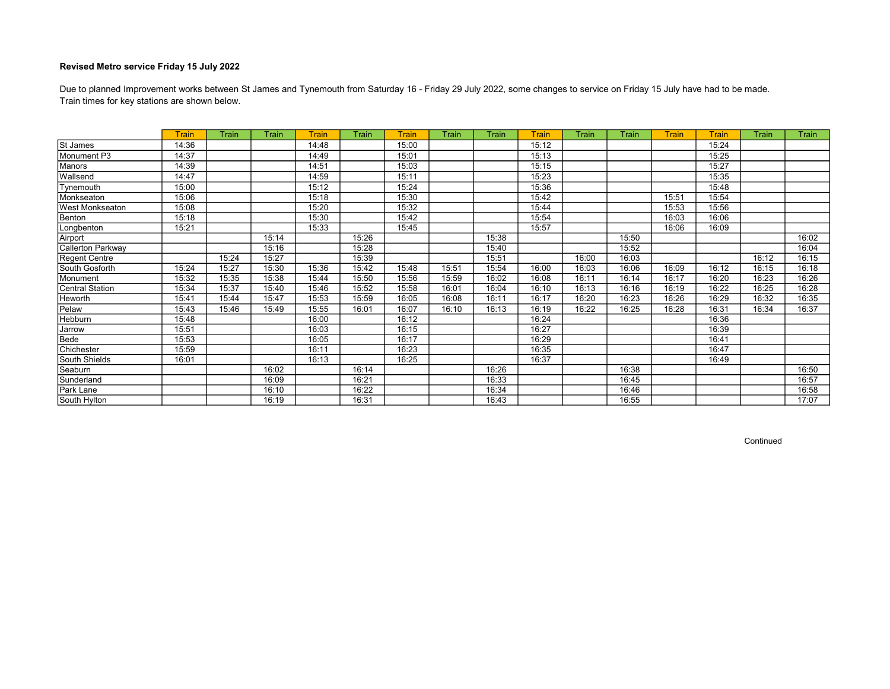**Revised Metro service Friday 15 July 2022**

Due to planned Improvement works between St James and Tynemouth from Saturday 16 - Friday 29 July 2022, some changes to service on Friday 15 July have had to be made.
Train times for key stations are shown below.

| | Train | Train | Train | Train | Train | Train | Train | Train | Train | Train | Train | Train | Train | Train | Train |
|---|---|---|---|---|---|---|---|---|---|---|---|---|---|---|---|
| St James | 14:36 | | | 14:48 | | 15:00 | | | 15:12 | | | | 15:24 | | |
| Monument P3 | 14:37 | | | 14:49 | | 15:01 | | | 15:13 | | | | 15:25 | | |
| Manors | 14:39 | | | 14:51 | | 15:03 | | | 15:15 | | | | 15:27 | | |
| Wallsend | 14:47 | | | 14:59 | | 15:11 | | | 15:23 | | | | 15:35 | | |
| Tynemouth | 15:00 | | | 15:12 | | 15:24 | | | 15:36 | | | | 15:48 | | |
| Monkseaton | 15:06 | | | 15:18 | | 15:30 | | | 15:42 | | | 15:51 | 15:54 | | |
| West Monkseaton | 15:08 | | | 15:20 | | 15:32 | | | 15:44 | | | 15:53 | 15:56 | | |
| Benton | 15:18 | | | 15:30 | | 15:42 | | | 15:54 | | | 16:03 | 16:06 | | |
| Longbenton | 15:21 | | | 15:33 | | 15:45 | | | 15:57 | | | 16:06 | 16:09 | | |
| Airport | | | 15:14 | | 15:26 | | | 15:38 | | | 15:50 | | | | 16:02 |
| Callerton Parkway | | | 15:16 | | 15:28 | | | 15:40 | | | 15:52 | | | | 16:04 |
| Regent Centre | | 15:24 | 15:27 | | 15:39 | | | 15:51 | | 16:00 | 16:03 | | | 16:12 | 16:15 |
| South Gosforth | 15:24 | 15:27 | 15:30 | 15:36 | 15:42 | 15:48 | 15:51 | 15:54 | 16:00 | 16:03 | 16:06 | 16:09 | 16:12 | 16:15 | 16:18 |
| Monument | 15:32 | 15:35 | 15:38 | 15:44 | 15:50 | 15:56 | 15:59 | 16:02 | 16:08 | 16:11 | 16:14 | 16:17 | 16:20 | 16:23 | 16:26 |
| Central Station | 15:34 | 15:37 | 15:40 | 15:46 | 15:52 | 15:58 | 16:01 | 16:04 | 16:10 | 16:13 | 16:16 | 16:19 | 16:22 | 16:25 | 16:28 |
| Heworth | 15:41 | 15:44 | 15:47 | 15:53 | 15:59 | 16:05 | 16:08 | 16:11 | 16:17 | 16:20 | 16:23 | 16:26 | 16:29 | 16:32 | 16:35 |
| Pelaw | 15:43 | 15:46 | 15:49 | 15:55 | 16:01 | 16:07 | 16:10 | 16:13 | 16:19 | 16:22 | 16:25 | 16:28 | 16:31 | 16:34 | 16:37 |
| Hebburn | 15:48 | | | 16:00 | | 16:12 | | | 16:24 | | | | 16:36 | | |
| Jarrow | 15:51 | | | 16:03 | | 16:15 | | | 16:27 | | | | 16:39 | | |
| Bede | 15:53 | | | 16:05 | | 16:17 | | | 16:29 | | | | 16:41 | | |
| Chichester | 15:59 | | | 16:11 | | 16:23 | | | 16:35 | | | | 16:47 | | |
| South Shields | 16:01 | | | 16:13 | | 16:25 | | | 16:37 | | | | 16:49 | | |
| Seaburn | | | 16:02 | | 16:14 | | | 16:26 | | | 16:38 | | | | 16:50 |
| Sunderland | | | 16:09 | | 16:21 | | | 16:33 | | | 16:45 | | | | 16:57 |
| Park Lane | | | 16:10 | | 16:22 | | | 16:34 | | | 16:46 | | | | 16:58 |
| South Hylton | | | 16:19 | | 16:31 | | | 16:43 | | | 16:55 | | | | 17:07 |

Continued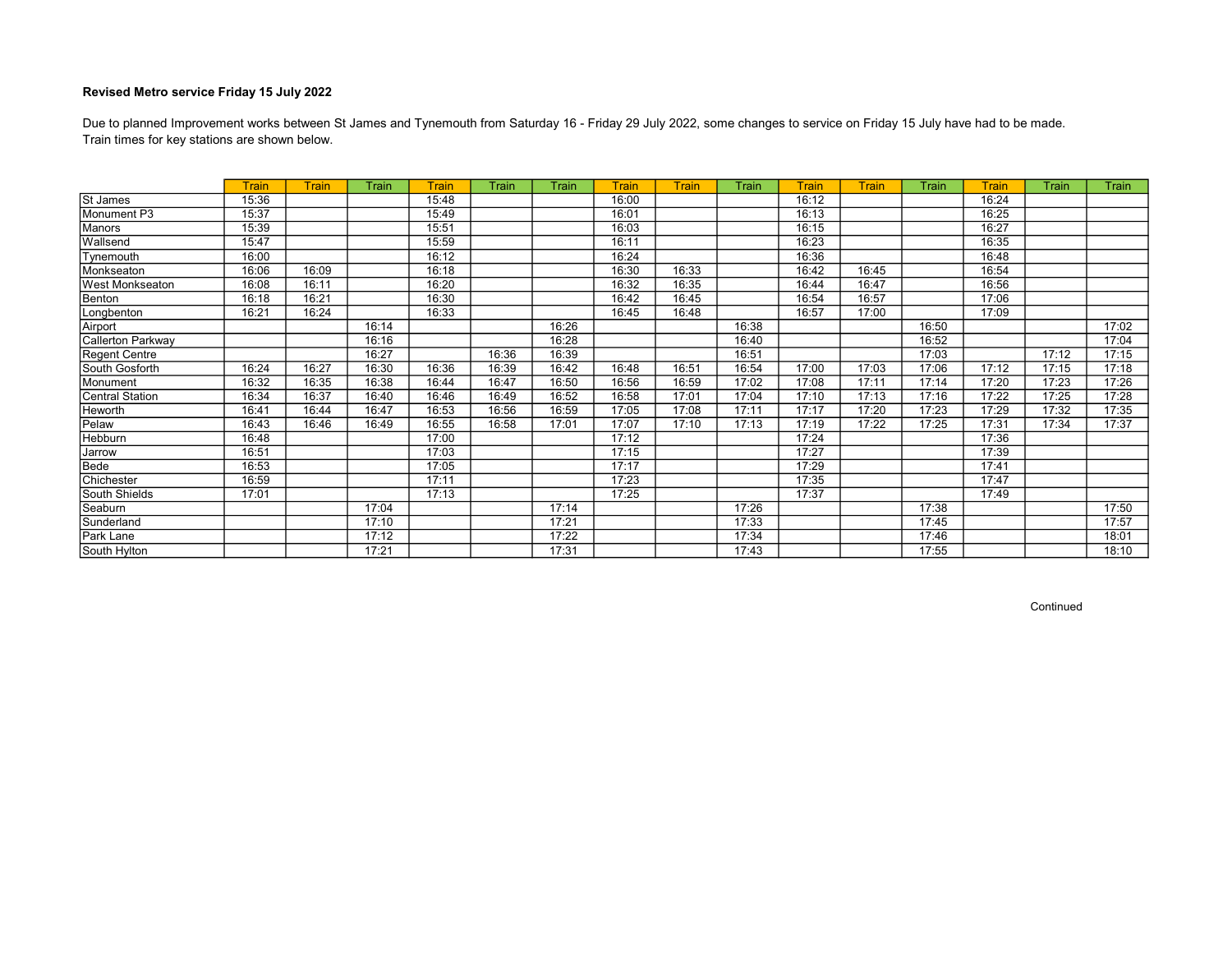**Revised Metro service Friday 15 July 2022**

Due to planned Improvement works between St James and Tynemouth from Saturday 16 - Friday 29 July 2022, some changes to service on Friday 15 July have had to be made. Train times for key stations are shown below.

| | Train | Train | Train | Train | Train | Train | Train | Train | Train | Train | Train | Train | Train | Train | Train |
|---|---|---|---|---|---|---|---|---|---|---|---|---|---|---|---|
| St James | 15:36 | | | 15:48 | | | 16:00 | | | 16:12 | | | 16:24 | | |
| Monument P3 | 15:37 | | | 15:49 | | | 16:01 | | | 16:13 | | | 16:25 | | |
| Manors | 15:39 | | | 15:51 | | | 16:03 | | | 16:15 | | | 16:27 | | |
| Wallsend | 15:47 | | | 15:59 | | | 16:11 | | | 16:23 | | | 16:35 | | |
| Tynemouth | 16:00 | | | 16:12 | | | 16:24 | | | 16:36 | | | 16:48 | | |
| Monkseaton | 16:06 | 16:09 | | 16:18 | | | 16:30 | 16:33 | | 16:42 | 16:45 | | 16:54 | | |
| West Monkseaton | 16:08 | 16:11 | | 16:20 | | | 16:32 | 16:35 | | 16:44 | 16:47 | | 16:56 | | |
| Benton | 16:18 | 16:21 | | 16:30 | | | 16:42 | 16:45 | | 16:54 | 16:57 | | 17:06 | | |
| Longbenton | 16:21 | 16:24 | | 16:33 | | | 16:45 | 16:48 | | 16:57 | 17:00 | | 17:09 | | |
| Airport | | | 16:14 | | | 16:26 | | | 16:38 | | | 16:50 | | | 17:02 |
| Callerton Parkway | | | 16:16 | | | 16:28 | | | 16:40 | | | 16:52 | | | 17:04 |
| Regent Centre | | | 16:27 | | 16:36 | 16:39 | | | 16:51 | | | 17:03 | | 17:12 | 17:15 |
| South Gosforth | 16:24 | 16:27 | 16:30 | 16:36 | 16:39 | 16:42 | 16:48 | 16:51 | 16:54 | 17:00 | 17:03 | 17:06 | 17:12 | 17:15 | 17:18 |
| Monument | 16:32 | 16:35 | 16:38 | 16:44 | 16:47 | 16:50 | 16:56 | 16:59 | 17:02 | 17:08 | 17:11 | 17:14 | 17:20 | 17:23 | 17:26 |
| Central Station | 16:34 | 16:37 | 16:40 | 16:46 | 16:49 | 16:52 | 16:58 | 17:01 | 17:04 | 17:10 | 17:13 | 17:16 | 17:22 | 17:25 | 17:28 |
| Heworth | 16:41 | 16:44 | 16:47 | 16:53 | 16:56 | 16:59 | 17:05 | 17:08 | 17:11 | 17:17 | 17:20 | 17:23 | 17:29 | 17:32 | 17:35 |
| Pelaw | 16:43 | 16:46 | 16:49 | 16:55 | 16:58 | 17:01 | 17:07 | 17:10 | 17:13 | 17:19 | 17:22 | 17:25 | 17:31 | 17:34 | 17:37 |
| Hebburn | 16:48 | | | 17:00 | | | 17:12 | | | 17:24 | | | 17:36 | | |
| Jarrow | 16:51 | | | 17:03 | | | 17:15 | | | 17:27 | | | 17:39 | | |
| Bede | 16:53 | | | 17:05 | | | 17:17 | | | 17:29 | | | 17:41 | | |
| Chichester | 16:59 | | | 17:11 | | | 17:23 | | | 17:35 | | | 17:47 | | |
| South Shields | 17:01 | | | 17:13 | | | 17:25 | | | 17:37 | | | 17:49 | | |
| Seaburn | | | 17:04 | | | 17:14 | | | 17:26 | | | 17:38 | | | 17:50 |
| Sunderland | | | 17:10 | | | 17:21 | | | 17:33 | | | 17:45 | | | 17:57 |
| Park Lane | | | 17:12 | | | 17:22 | | | 17:34 | | | 17:46 | | | 18:01 |
| South Hylton | | | 17:21 | | | 17:31 | | | 17:43 | | | 17:55 | | | 18:10 |

Continued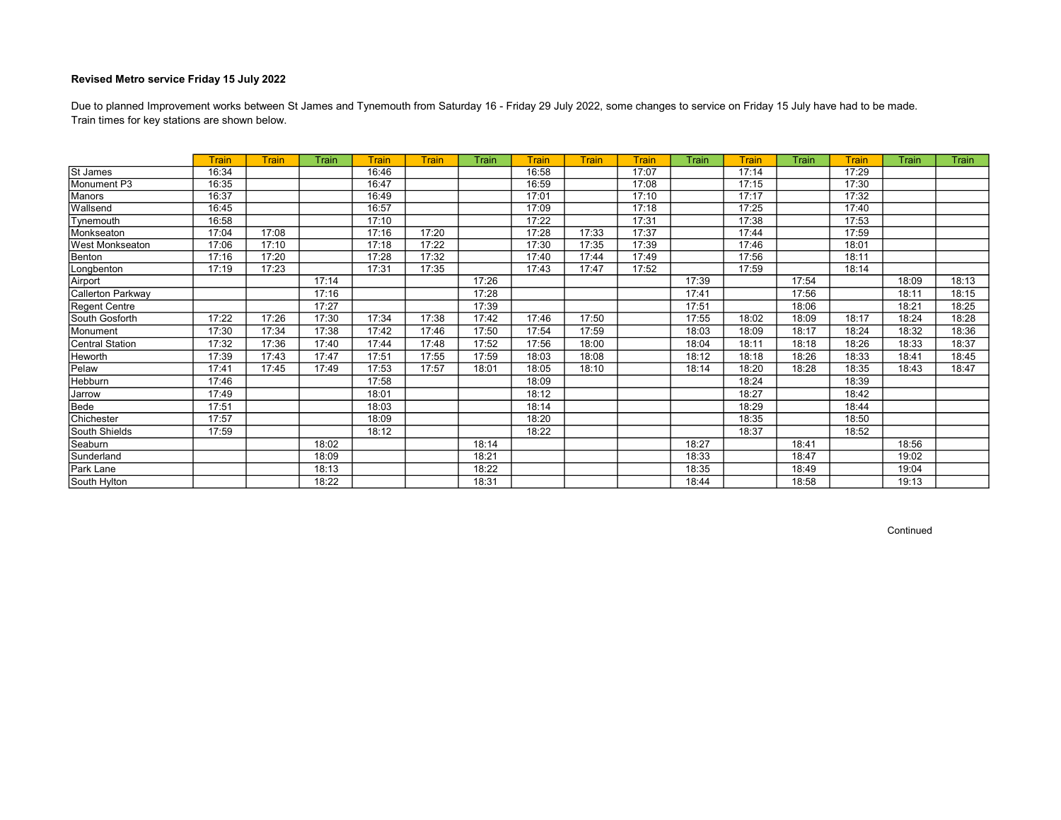### Revised Metro service Friday 15 July 2022

Due to planned Improvement works between St James and Tynemouth from Saturday 16 - Friday 29 July 2022, some changes to service on Friday 15 July have had to be made. Train times for key stations are shown below.

| | Train | Train | Train | Train | Train | Train | Train | Train | Train | Train | Train | Train | Train | Train | Train |
|---|---|---|---|---|---|---|---|---|---|---|---|---|---|---|---|
| St James | 16:34 | | | 16:46 | | | 16:58 | | 17:07 | | 17:14 | | 17:29 | | |
| Monument P3 | 16:35 | | | 16:47 | | | 16:59 | | 17:08 | | 17:15 | | 17:30 | | |
| Manors | 16:37 | | | 16:49 | | | 17:01 | | 17:10 | | 17:17 | | 17:32 | | |
| Wallsend | 16:45 | | | 16:57 | | | 17:09 | | 17:18 | | 17:25 | | 17:40 | | |
| Tynemouth | 16:58 | | | 17:10 | | | 17:22 | | 17:31 | | 17:38 | | 17:53 | | |
| Monkseaton | 17:04 | 17:08 | | 17:16 | 17:20 | | 17:28 | 17:33 | 17:37 | | 17:44 | | 17:59 | | |
| West Monkseaton | 17:06 | 17:10 | | 17:18 | 17:22 | | 17:30 | 17:35 | 17:39 | | 17:46 | | 18:01 | | |
| Benton | 17:16 | 17:20 | | 17:28 | 17:32 | | 17:40 | 17:44 | 17:49 | | 17:56 | | 18:11 | | |
| Longbenton | 17:19 | 17:23 | | 17:31 | 17:35 | | 17:43 | 17:47 | 17:52 | | 17:59 | | 18:14 | | |
| Airport | | | 17:14 | | | 17:26 | | | | 17:39 | | 17:54 | | 18:09 | 18:13 |
| Callerton Parkway | | | 17:16 | | | 17:28 | | | | 17:41 | | 17:56 | | 18:11 | 18:15 |
| Regent Centre | | | 17:27 | | | 17:39 | | | | 17:51 | | 18:06 | | 18:21 | 18:25 |
| South Gosforth | 17:22 | 17:26 | 17:30 | 17:34 | 17:38 | 17:42 | 17:46 | 17:50 | | 17:55 | 18:02 | 18:09 | 18:17 | 18:24 | 18:28 |
| Monument | 17:30 | 17:34 | 17:38 | 17:42 | 17:46 | 17:50 | 17:54 | 17:59 | | 18:03 | 18:09 | 18:17 | 18:24 | 18:32 | 18:36 |
| Central Station | 17:32 | 17:36 | 17:40 | 17:44 | 17:48 | 17:52 | 17:56 | 18:00 | | 18:04 | 18:11 | 18:18 | 18:26 | 18:33 | 18:37 |
| Heworth | 17:39 | 17:43 | 17:47 | 17:51 | 17:55 | 17:59 | 18:03 | 18:08 | | 18:12 | 18:18 | 18:26 | 18:33 | 18:41 | 18:45 |
| Pelaw | 17:41 | 17:45 | 17:49 | 17:53 | 17:57 | 18:01 | 18:05 | 18:10 | | 18:14 | 18:20 | 18:28 | 18:35 | 18:43 | 18:47 |
| Hebburn | 17:46 | | | 17:58 | | | 18:09 | | | | 18:24 | | 18:39 | | |
| Jarrow | 17:49 | | | 18:01 | | | 18:12 | | | | 18:27 | | 18:42 | | |
| Bede | 17:51 | | | 18:03 | | | 18:14 | | | | 18:29 | | 18:44 | | |
| Chichester | 17:57 | | | 18:09 | | | 18:20 | | | | 18:35 | | 18:50 | | |
| South Shields | 17:59 | | | 18:12 | | | 18:22 | | | | 18:37 | | 18:52 | | |
| Seaburn | | | 18:02 | | | 18:14 | | | | 18:27 | | 18:41 | | 18:56 | |
| Sunderland | | | 18:09 | | | 18:21 | | | | 18:33 | | 18:47 | | 19:02 | |
| Park Lane | | | 18:13 | | | 18:22 | | | | 18:35 | | 18:49 | | 19:04 | |
| South Hylton | | | 18:22 | | | 18:31 | | | | 18:44 | | 18:58 | | 19:13 | |

Continued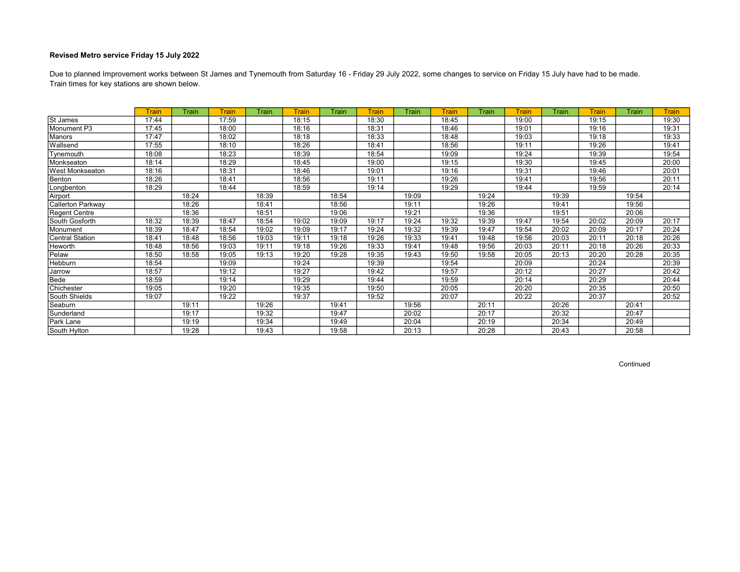**Revised Metro service Friday 15 July 2022**

Due to planned Improvement works between St James and Tynemouth from Saturday 16 - Friday 29 July 2022, some changes to service on Friday 15 July have had to be made. Train times for key stations are shown below.

| | Train | Train | Train | Train | Train | Train | Train | Train | Train | Train | Train | Train | Train | Train | Train |
|---|---|---|---|---|---|---|---|---|---|---|---|---|---|---|---|
| St James | 17:44 | | 17:59 | | 18:15 | | 18:30 | | 18:45 | | 19:00 | | 19:15 | | 19:30 |
| Monument P3 | 17:45 | | 18:00 | | 18:16 | | 18:31 | | 18:46 | | 19:01 | | 19:16 | | 19:31 |
| Manors | 17:47 | | 18:02 | | 18:18 | | 18:33 | | 18:48 | | 19:03 | | 19:18 | | 19:33 |
| Wallsend | 17:55 | | 18:10 | | 18:26 | | 18:41 | | 18:56 | | 19:11 | | 19:26 | | 19:41 |
| Tynemouth | 18:08 | | 18:23 | | 18:39 | | 18:54 | | 19:09 | | 19:24 | | 19:39 | | 19:54 |
| Monkseaton | 18:14 | | 18:29 | | 18:45 | | 19:00 | | 19:15 | | 19:30 | | 19:45 | | 20:00 |
| West Monkseaton | 18:16 | | 18:31 | | 18:46 | | 19:01 | | 19:16 | | 19:31 | | 19:46 | | 20:01 |
| Benton | 18:26 | | 18:41 | | 18:56 | | 19:11 | | 19:26 | | 19:41 | | 19:56 | | 20:11 |
| Longbenton | 18:29 | | 18:44 | | 18:59 | | 19:14 | | 19:29 | | 19:44 | | 19:59 | | 20:14 |
| Airport | | 18:24 | | 18:39 | | 18:54 | | 19:09 | | 19:24 | | 19:39 | | 19:54 | |
| Callerton Parkway | | 18:26 | | 18:41 | | 18:56 | | 19:11 | | 19:26 | | 19:41 | | 19:56 | |
| Regent Centre | | 18:36 | | 18:51 | | 19:06 | | 19:21 | | 19:36 | | 19:51 | | 20:06 | |
| South Gosforth | 18:32 | 18:39 | 18:47 | 18:54 | 19:02 | 19:09 | 19:17 | 19:24 | 19:32 | 19:39 | 19:47 | 19:54 | 20:02 | 20:09 | 20:17 |
| Monument | 18:39 | 18:47 | 18:54 | 19:02 | 19:09 | 19:17 | 19:24 | 19:32 | 19:39 | 19:47 | 19:54 | 20:02 | 20:09 | 20:17 | 20:24 |
| Central Station | 18:41 | 18:48 | 18:56 | 19:03 | 19:11 | 19:18 | 19:26 | 19:33 | 19:41 | 19:48 | 19:56 | 20:03 | 20:11 | 20:18 | 20:26 |
| Heworth | 18:48 | 18:56 | 19:03 | 19:11 | 19:18 | 19:26 | 19:33 | 19:41 | 19:48 | 19:56 | 20:03 | 20:11 | 20:18 | 20:26 | 20:33 |
| Pelaw | 18:50 | 18:58 | 19:05 | 19:13 | 19:20 | 19:28 | 19:35 | 19:43 | 19:50 | 19:58 | 20:05 | 20:13 | 20:20 | 20:28 | 20:35 |
| Hebburn | 18:54 | | 19:09 | | 19:24 | | 19:39 | | 19:54 | | 20:09 | | 20:24 | | 20:39 |
| Jarrow | 18:57 | | 19:12 | | 19:27 | | 19:42 | | 19:57 | | 20:12 | | 20:27 | | 20:42 |
| Bede | 18:59 | | 19:14 | | 19:29 | | 19:44 | | 19:59 | | 20:14 | | 20:29 | | 20:44 |
| Chichester | 19:05 | | 19:20 | | 19:35 | | 19:50 | | 20:05 | | 20:20 | | 20:35 | | 20:50 |
| South Shields | 19:07 | | 19:22 | | 19:37 | | 19:52 | | 20:07 | | 20:22 | | 20:37 | | 20:52 |
| Seaburn | | 19:11 | | 19:26 | | 19:41 | | 19:56 | | 20:11 | | 20:26 | | 20:41 | |
| Sunderland | | 19:17 | | 19:32 | | 19:47 | | 20:02 | | 20:17 | | 20:32 | | 20:47 | |
| Park Lane | | 19:19 | | 19:34 | | 19:49 | | 20:04 | | 20:19 | | 20:34 | | 20:49 | |
| South Hylton | | 19:28 | | 19:43 | | 19:58 | | 20:13 | | 20:28 | | 20:43 | | 20:58 | |

Continued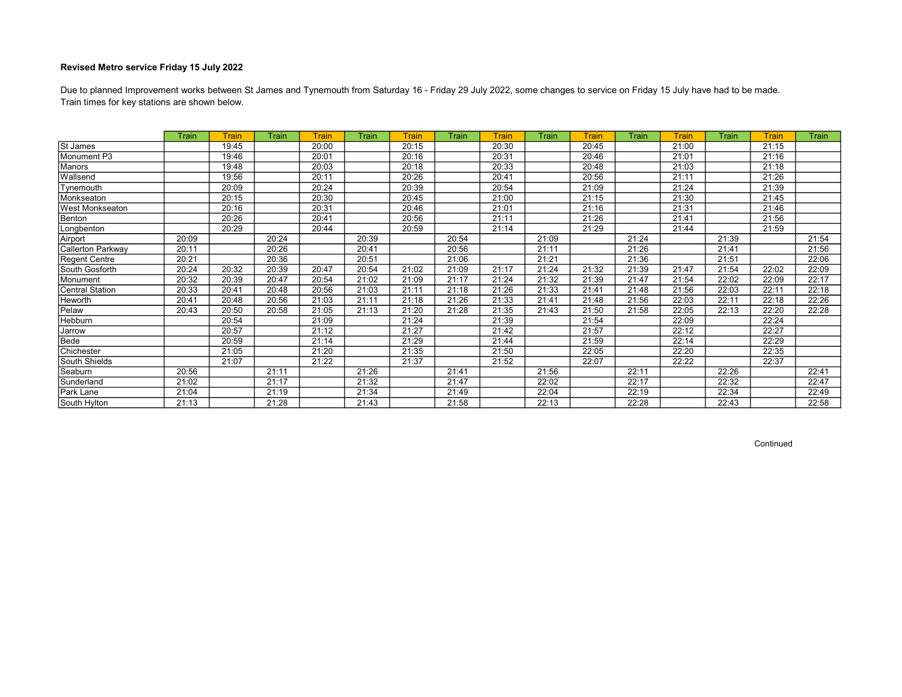**Revised Metro service Friday 15 July 2022**

Due to planned Improvement works between St James and Tynemouth from Saturday 16 - Friday 29 July 2022, some changes to service on Friday 15 July have had to be made. Train times for key stations are shown below.

| | Train | Train | Train | Train | Train | Train | Train | Train | Train | Train | Train | Train | Train | Train | Train |
|---|---|---|---|---|---|---|---|---|---|---|---|---|---|---|---|
| St James | | 19:45 | | 20:00 | | 20:15 | | 20:30 | | 20:45 | | 21:00 | | 21:15 | |
| Monument P3 | | 19:46 | | 20:01 | | 20:16 | | 20:31 | | 20:46 | | 21:01 | | 21:16 | |
| Manors | | 19:48 | | 20:03 | | 20:18 | | 20:33 | | 20:48 | | 21:03 | | 21:18 | |
| Wallsend | | 19:56 | | 20:11 | | 20:26 | | 20:41 | | 20:56 | | 21:11 | | 21:26 | |
| Tynemouth | | 20:09 | | 20:24 | | 20:39 | | 20:54 | | 21:09 | | 21:24 | | 21:39 | |
| Monkseaton | | 20:15 | | 20:30 | | 20:45 | | 21:00 | | 21:15 | | 21:30 | | 21:45 | |
| West Monkseaton | | 20:16 | | 20:31 | | 20:46 | | 21:01 | | 21:16 | | 21:31 | | 21:46 | |
| Benton | | 20:26 | | 20:41 | | 20:56 | | 21:11 | | 21:26 | | 21:41 | | 21:56 | |
| Longbenton | | 20:29 | | 20:44 | | 20:59 | | 21:14 | | 21:29 | | 21:44 | | 21:59 | |
| Airport | 20:09 | | 20:24 | | 20:39 | | 20:54 | | 21:09 | | 21:24 | | 21:39 | | 21:54 |
| Callerton Parkway | 20:11 | | 20:26 | | 20:41 | | 20:56 | | 21:11 | | 21:26 | | 21:41 | | 21:56 |
| Regent Centre | 20:21 | | 20:36 | | 20:51 | | 21:06 | | 21:21 | | 21:36 | | 21:51 | | 22:06 |
| South Gosforth | 20:24 | 20:32 | 20:39 | 20:47 | 20:54 | 21:02 | 21:09 | 21:17 | 21:24 | 21:32 | 21:39 | 21:47 | 21:54 | 22:02 | 22:09 |
| Monument | 20:32 | 20:39 | 20:47 | 20:54 | 21:02 | 21:09 | 21:17 | 21:24 | 21:32 | 21:39 | 21:47 | 21:54 | 22:02 | 22:09 | 22:17 |
| Central Station | 20:33 | 20:41 | 20:48 | 20:56 | 21:03 | 21:11 | 21:18 | 21:26 | 21:33 | 21:41 | 21:48 | 21:56 | 22:03 | 22:11 | 22:18 |
| Heworth | 20:41 | 20:48 | 20:56 | 21:03 | 21:11 | 21:18 | 21:26 | 21:33 | 21:41 | 21:48 | 21:56 | 22:03 | 22:11 | 22:18 | 22:26 |
| Pelaw | 20:43 | 20:50 | 20:58 | 21:05 | 21:13 | 21:20 | 21:28 | 21:35 | 21:43 | 21:50 | 21:58 | 22:05 | 22:13 | 22:20 | 22:28 |
| Hebburn | | 20:54 | | 21:09 | | 21:24 | | 21:39 | | 21:54 | | 22:09 | | 22:24 | |
| Jarrow | | 20:57 | | 21:12 | | 21:27 | | 21:42 | | 21:57 | | 22:12 | | 22:27 | |
| Bede | | 20:59 | | 21:14 | | 21:29 | | 21:44 | | 21:59 | | 22:14 | | 22:29 | |
| Chichester | | 21:05 | | 21:20 | | 21:35 | | 21:50 | | 22:05 | | 22:20 | | 22:35 | |
| South Shields | | 21:07 | | 21:22 | | 21:37 | | 21:52 | | 22:07 | | 22:22 | | 22:37 | |
| Seaburn | 20:56 | | 21:11 | | 21:26 | | 21:41 | | 21:56 | | 22:11 | | 22:26 | | 22:41 |
| Sunderland | 21:02 | | 21:17 | | 21:32 | | 21:47 | | 22:02 | | 22:17 | | 22:32 | | 22:47 |
| Park Lane | 21:04 | | 21:19 | | 21:34 | | 21:49 | | 22:04 | | 22:19 | | 22:34 | | 22:49 |
| South Hylton | 21:13 | | 21:28 | | 21:43 | | 21:58 | | 22:13 | | 22:28 | | 22:43 | | 22:58 |

Continued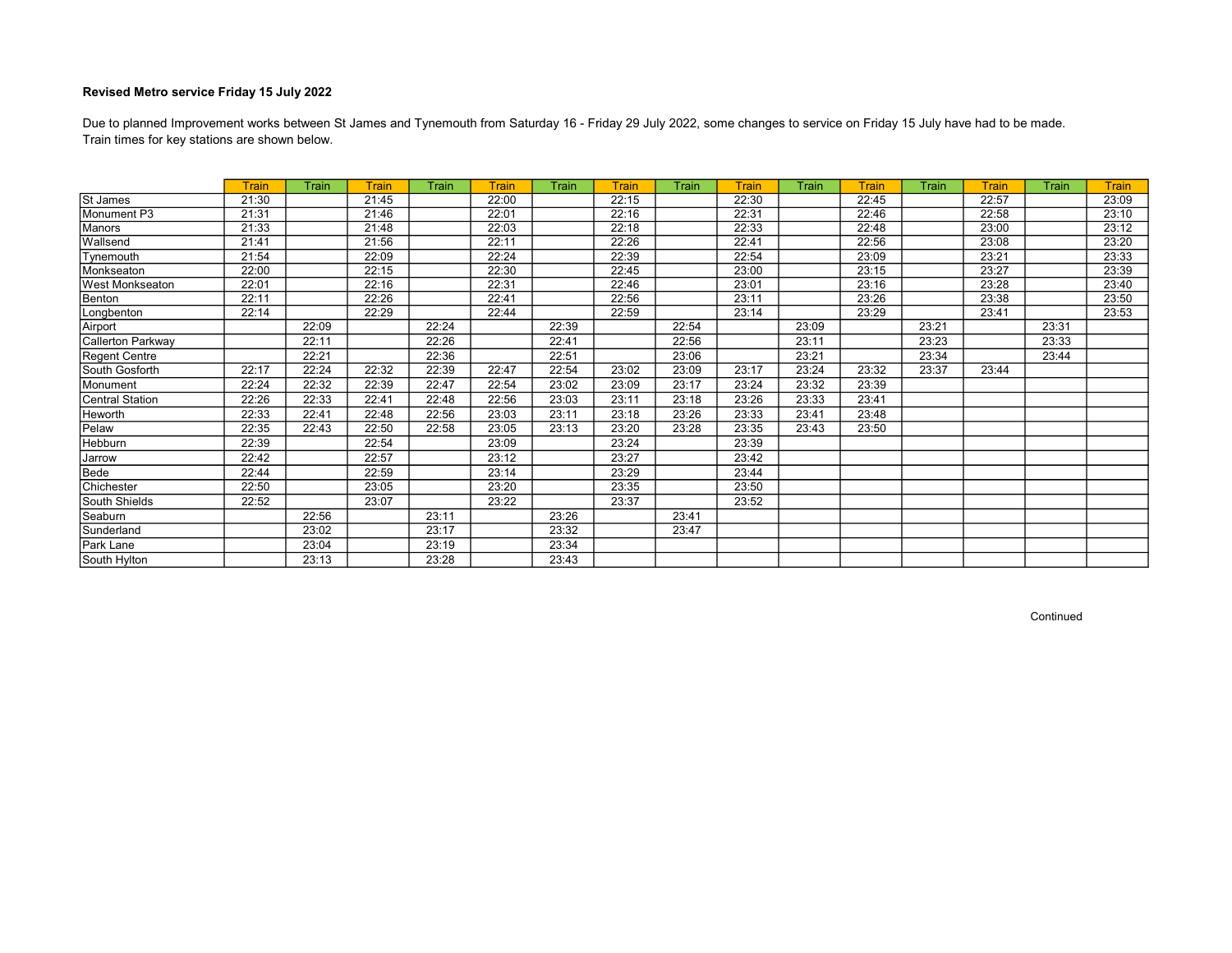**Revised Metro service Friday 15 July 2022**

Due to planned Improvement works between St James and Tynemouth from Saturday 16 - Friday 29 July 2022, some changes to service on Friday 15 July have had to be made.
Train times for key stations are shown below.

| | Train | Train | Train | Train | Train | Train | Train | Train | Train | Train | Train | Train | Train | Train | Train |
|---|---|---|---|---|---|---|---|---|---|---|---|---|---|---|---|
| St James | 21:30 | | 21:45 | | 22:00 | | 22:15 | | 22:30 | | 22:45 | | 22:57 | | 23:09 |
| Monument P3 | 21:31 | | 21:46 | | 22:01 | | 22:16 | | 22:31 | | 22:46 | | 22:58 | | 23:10 |
| Manors | 21:33 | | 21:48 | | 22:03 | | 22:18 | | 22:33 | | 22:48 | | 23:00 | | 23:12 |
| Wallsend | 21:41 | | 21:56 | | 22:11 | | 22:26 | | 22:41 | | 22:56 | | 23:08 | | 23:20 |
| Tynemouth | 21:54 | | 22:09 | | 22:24 | | 22:39 | | 22:54 | | 23:09 | | 23:21 | | 23:33 |
| Monkseaton | 22:00 | | 22:15 | | 22:30 | | 22:45 | | 23:00 | | 23:15 | | 23:27 | | 23:39 |
| West Monkseaton | 22:01 | | 22:16 | | 22:31 | | 22:46 | | 23:01 | | 23:16 | | 23:28 | | 23:40 |
| Benton | 22:11 | | 22:26 | | 22:41 | | 22:56 | | 23:11 | | 23:26 | | 23:38 | | 23:50 |
| Longbenton | 22:14 | | 22:29 | | 22:44 | | 22:59 | | 23:14 | | 23:29 | | 23:41 | | 23:53 |
| Airport | | 22:09 | | 22:24 | | 22:39 | | 22:54 | | 23:09 | | 23:21 | | 23:31 | |
| Callerton Parkway | | 22:11 | | 22:26 | | 22:41 | | 22:56 | | 23:11 | | 23:23 | | 23:33 | |
| Regent Centre | | 22:21 | | 22:36 | | 22:51 | | 23:06 | | 23:21 | | 23:34 | | 23:44 | |
| South Gosforth | 22:17 | 22:24 | 22:32 | 22:39 | 22:47 | 22:54 | 23:02 | 23:09 | 23:17 | 23:24 | 23:32 | 23:37 | 23:44 | | |
| Monument | 22:24 | 22:32 | 22:39 | 22:47 | 22:54 | 23:02 | 23:09 | 23:17 | 23:24 | 23:32 | 23:39 | | | | |
| Central Station | 22:26 | 22:33 | 22:41 | 22:48 | 22:56 | 23:03 | 23:11 | 23:18 | 23:26 | 23:33 | 23:41 | | | | |
| Heworth | 22:33 | 22:41 | 22:48 | 22:56 | 23:03 | 23:11 | 23:18 | 23:26 | 23:33 | 23:41 | 23:48 | | | | |
| Pelaw | 22:35 | 22:43 | 22:50 | 22:58 | 23:05 | 23:13 | 23:20 | 23:28 | 23:35 | 23:43 | 23:50 | | | | |
| Hebburn | 22:39 | | 22:54 | | 23:09 | | 23:24 | | 23:39 | | | | | | |
| Jarrow | 22:42 | | 22:57 | | 23:12 | | 23:27 | | 23:42 | | | | | | |
| Bede | 22:44 | | 22:59 | | 23:14 | | 23:29 | | 23:44 | | | | | | |
| Chichester | 22:50 | | 23:05 | | 23:20 | | 23:35 | | 23:50 | | | | | | |
| South Shields | 22:52 | | 23:07 | | 23:22 | | 23:37 | | 23:52 | | | | | | |
| Seaburn | | 22:56 | | 23:11 | | 23:26 | | 23:41 | | | | | | | |
| Sunderland | | 23:02 | | 23:17 | | 23:32 | | 23:47 | | | | | | | |
| Park Lane | | 23:04 | | 23:19 | | 23:34 | | | | | | | | | |
| South Hylton | | 23:13 | | 23:28 | | 23:43 | | | | | | | | | |

Continued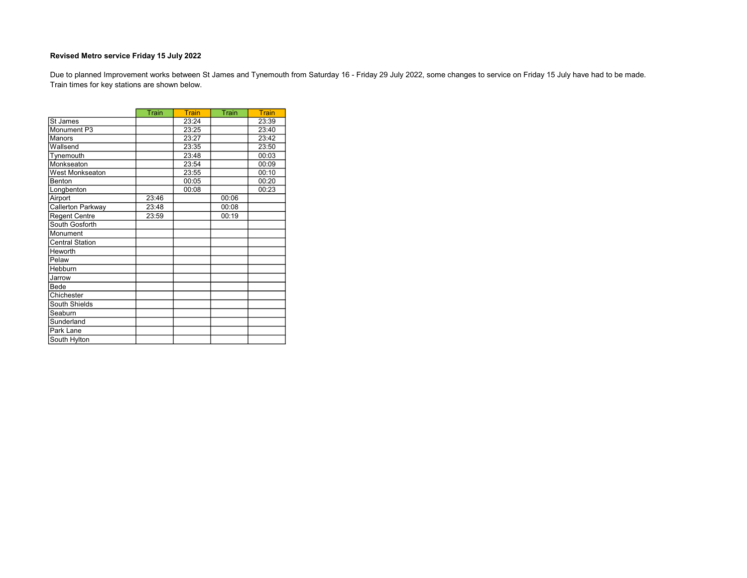**Revised Metro service Friday 15 July 2022**

Due to planned Improvement works between St James and Tynemouth from Saturday 16 - Friday 29 July 2022, some changes to service on Friday 15 July have had to be made.
Train times for key stations are shown below.

| | Train | Train | Train | Train |
|---|---|---|---|---|
| St James | | 23:24 | | 23:39 |
| Monument P3 | | 23:25 | | 23:40 |
| Manors | | 23:27 | | 23:42 |
| Wallsend | | 23:35 | | 23:50 |
| Tynemouth | | 23:48 | | 00:03 |
| Monkseaton | | 23:54 | | 00:09 |
| West Monkseaton | | 23:55 | | 00:10 |
| Benton | | 00:05 | | 00:20 |
| Longbenton | | 00:08 | | 00:23 |
| Airport | 23:46 | | 00:06 | |
| Callerton Parkway | 23:48 | | 00:08 | |
| Regent Centre | 23:59 | | 00:19 | |
| South Gosforth | | | | |
| Monument | | | | |
| Central Station | | | | |
| Heworth | | | | |
| Pelaw | | | | |
| Hebburn | | | | |
| Jarrow | | | | |
| Bede | | | | |
| Chichester | | | | |
| South Shields | | | | |
| Seaburn | | | | |
| Sunderland | | | | |
| Park Lane | | | | |
| South Hylton | | | | |